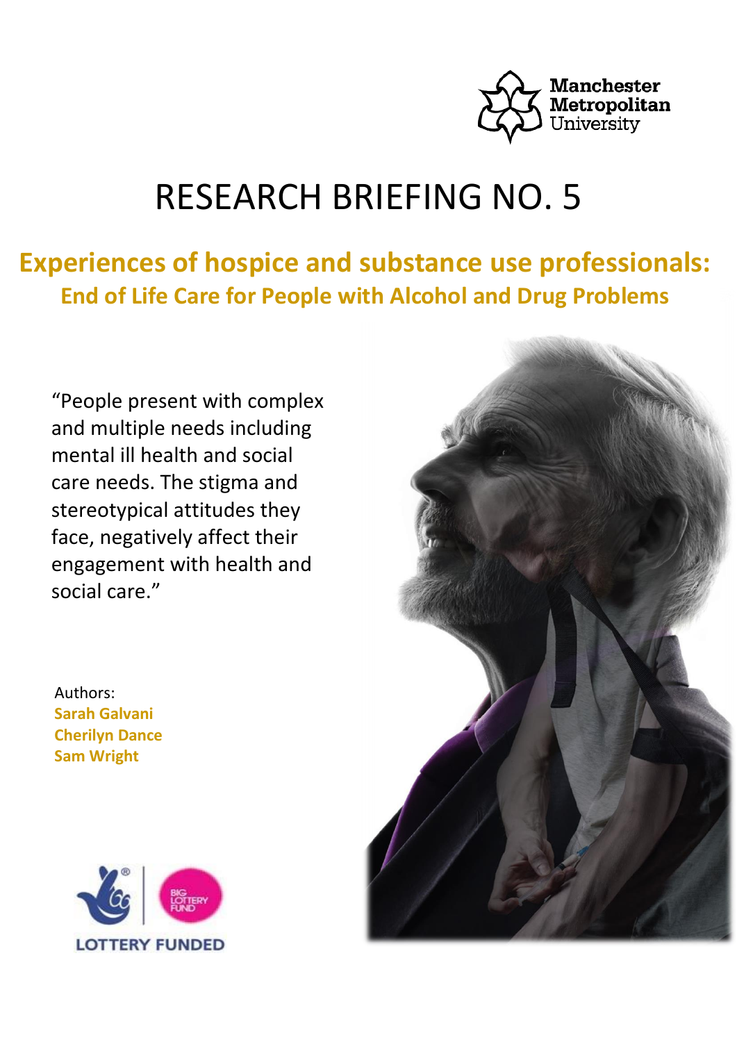Manchester Metropolitan University

# RESEARCH BRIEFING NO. 5

## Experiences of hospice and substance use professionals:

### End of Life Care for People with Alcohol and Drug Problems

"People present with complex and multiple needs including mental ill health and social care needs. The stigma and stereotypical attitudes they face, negatively affect their engagement with health and social care."

Authors:
**Sarah Galvani**
**Cherilyn Dance**
**Sam Wright**

LOTTERY FUNDED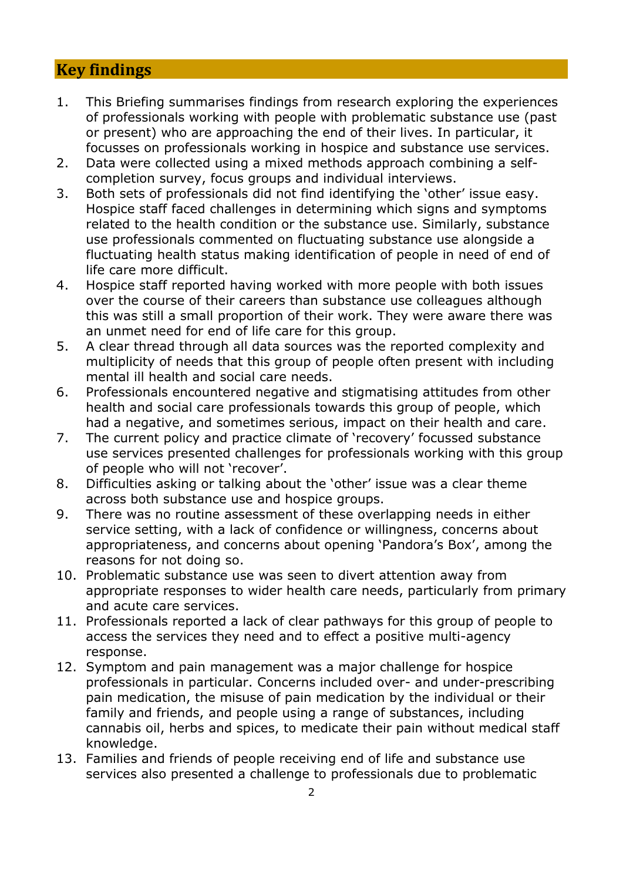## Key findings

1. This Briefing summarises findings from research exploring the experiences of professionals working with people with problematic substance use (past or present) who are approaching the end of their lives. In particular, it focusses on professionals working in hospice and substance use services.
2. Data were collected using a mixed methods approach combining a self-completion survey, focus groups and individual interviews.
3. Both sets of professionals did not find identifying the 'other' issue easy. Hospice staff faced challenges in determining which signs and symptoms related to the health condition or the substance use. Similarly, substance use professionals commented on fluctuating substance use alongside a fluctuating health status making identification of people in need of end of life care more difficult.
4. Hospice staff reported having worked with more people with both issues over the course of their careers than substance use colleagues although this was still a small proportion of their work. They were aware there was an unmet need for end of life care for this group.
5. A clear thread through all data sources was the reported complexity and multiplicity of needs that this group of people often present with including mental ill health and social care needs.
6. Professionals encountered negative and stigmatising attitudes from other health and social care professionals towards this group of people, which had a negative, and sometimes serious, impact on their health and care.
7. The current policy and practice climate of 'recovery' focussed substance use services presented challenges for professionals working with this group of people who will not 'recover'.
8. Difficulties asking or talking about the 'other' issue was a clear theme across both substance use and hospice groups.
9. There was no routine assessment of these overlapping needs in either service setting, with a lack of confidence or willingness, concerns about appropriateness, and concerns about opening 'Pandora's Box', among the reasons for not doing so.
10. Problematic substance use was seen to divert attention away from appropriate responses to wider health care needs, particularly from primary and acute care services.
11. Professionals reported a lack of clear pathways for this group of people to access the services they need and to effect a positive multi-agency response.
12. Symptom and pain management was a major challenge for hospice professionals in particular. Concerns included over- and under-prescribing pain medication, the misuse of pain medication by the individual or their family and friends, and people using a range of substances, including cannabis oil, herbs and spices, to medicate their pain without medical staff knowledge.
13. Families and friends of people receiving end of life and substance use services also presented a challenge to professionals due to problematic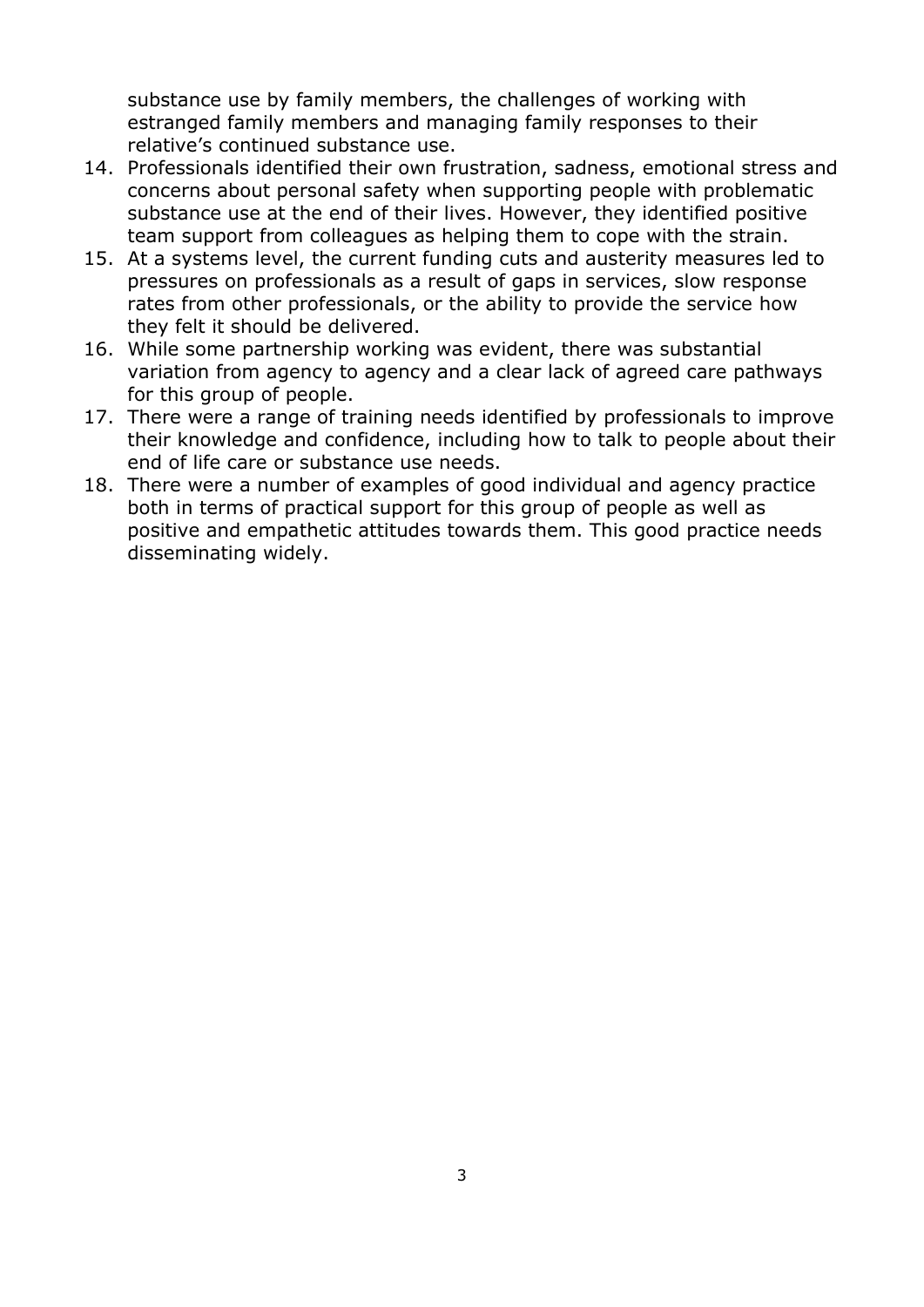substance use by family members, the challenges of working with estranged family members and managing family responses to their relative's continued substance use.

14. Professionals identified their own frustration, sadness, emotional stress and concerns about personal safety when supporting people with problematic substance use at the end of their lives. However, they identified positive team support from colleagues as helping them to cope with the strain.
15. At a systems level, the current funding cuts and austerity measures led to pressures on professionals as a result of gaps in services, slow response rates from other professionals, or the ability to provide the service how they felt it should be delivered.
16. While some partnership working was evident, there was substantial variation from agency to agency and a clear lack of agreed care pathways for this group of people.
17. There were a range of training needs identified by professionals to improve their knowledge and confidence, including how to talk to people about their end of life care or substance use needs.
18. There were a number of examples of good individual and agency practice both in terms of practical support for this group of people as well as positive and empathetic attitudes towards them. This good practice needs disseminating widely.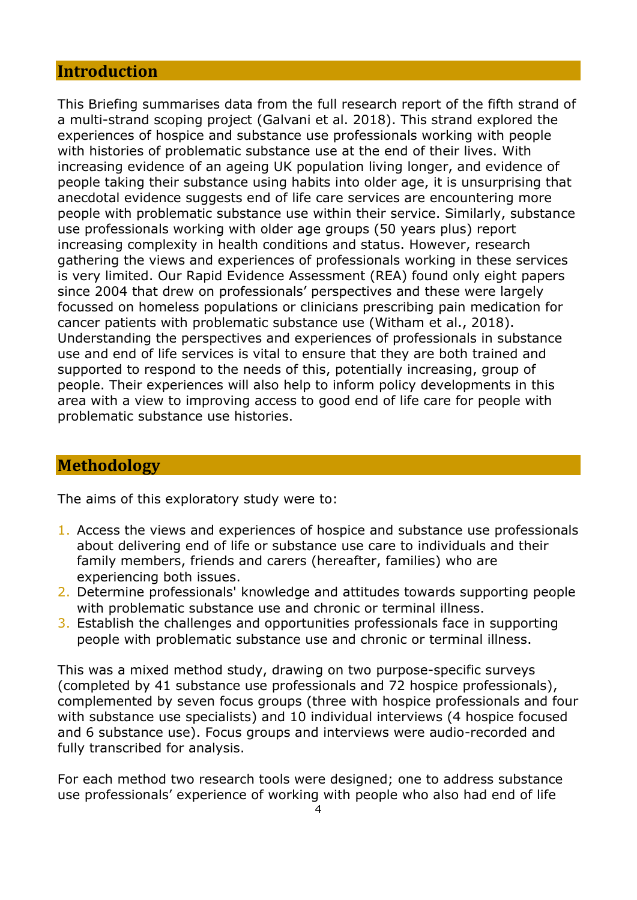## Introduction

This Briefing summarises data from the full research report of the fifth strand of a multi-strand scoping project (Galvani et al. 2018). This strand explored the experiences of hospice and substance use professionals working with people with histories of problematic substance use at the end of their lives. With increasing evidence of an ageing UK population living longer, and evidence of people taking their substance using habits into older age, it is unsurprising that anecdotal evidence suggests end of life care services are encountering more people with problematic substance use within their service. Similarly, substance use professionals working with older age groups (50 years plus) report increasing complexity in health conditions and status. However, research gathering the views and experiences of professionals working in these services is very limited. Our Rapid Evidence Assessment (REA) found only eight papers since 2004 that drew on professionals' perspectives and these were largely focussed on homeless populations or clinicians prescribing pain medication for cancer patients with problematic substance use (Witham et al., 2018). Understanding the perspectives and experiences of professionals in substance use and end of life services is vital to ensure that they are both trained and supported to respond to the needs of this, potentially increasing, group of people. Their experiences will also help to inform policy developments in this area with a view to improving access to good end of life care for people with problematic substance use histories.

## Methodology

The aims of this exploratory study were to:

1. Access the views and experiences of hospice and substance use professionals about delivering end of life or substance use care to individuals and their family members, friends and carers (hereafter, families) who are experiencing both issues.
2. Determine professionals' knowledge and attitudes towards supporting people with problematic substance use and chronic or terminal illness.
3. Establish the challenges and opportunities professionals face in supporting people with problematic substance use and chronic or terminal illness.

This was a mixed method study, drawing on two purpose-specific surveys (completed by 41 substance use professionals and 72 hospice professionals), complemented by seven focus groups (three with hospice professionals and four with substance use specialists) and 10 individual interviews (4 hospice focused and 6 substance use). Focus groups and interviews were audio-recorded and fully transcribed for analysis.

For each method two research tools were designed; one to address substance use professionals' experience of working with people who also had end of life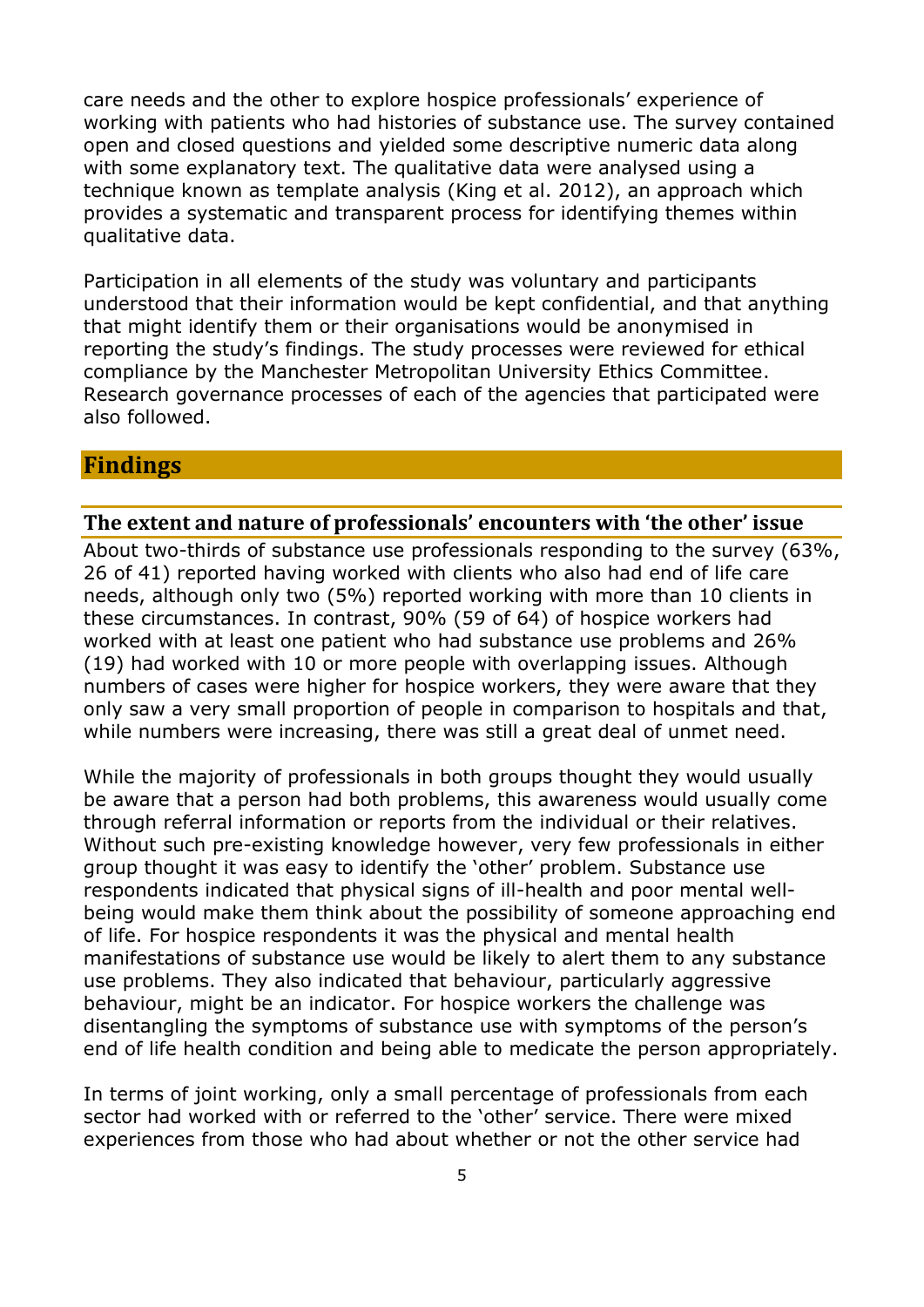care needs and the other to explore hospice professionals' experience of working with patients who had histories of substance use. The survey contained open and closed questions and yielded some descriptive numeric data along with some explanatory text. The qualitative data were analysed using a technique known as template analysis (King et al. 2012), an approach which provides a systematic and transparent process for identifying themes within qualitative data.

Participation in all elements of the study was voluntary and participants understood that their information would be kept confidential, and that anything that might identify them or their organisations would be anonymised in reporting the study's findings. The study processes were reviewed for ethical compliance by the Manchester Metropolitan University Ethics Committee. Research governance processes of each of the agencies that participated were also followed.

## Findings

### The extent and nature of professionals' encounters with 'the other' issue

About two-thirds of substance use professionals responding to the survey (63%, 26 of 41) reported having worked with clients who also had end of life care needs, although only two (5%) reported working with more than 10 clients in these circumstances. In contrast, 90% (59 of 64) of hospice workers had worked with at least one patient who had substance use problems and 26% (19) had worked with 10 or more people with overlapping issues. Although numbers of cases were higher for hospice workers, they were aware that they only saw a very small proportion of people in comparison to hospitals and that, while numbers were increasing, there was still a great deal of unmet need.

While the majority of professionals in both groups thought they would usually be aware that a person had both problems, this awareness would usually come through referral information or reports from the individual or their relatives. Without such pre-existing knowledge however, very few professionals in either group thought it was easy to identify the 'other' problem. Substance use respondents indicated that physical signs of ill-health and poor mental well-being would make them think about the possibility of someone approaching end of life. For hospice respondents it was the physical and mental health manifestations of substance use would be likely to alert them to any substance use problems. They also indicated that behaviour, particularly aggressive behaviour, might be an indicator. For hospice workers the challenge was disentangling the symptoms of substance use with symptoms of the person's end of life health condition and being able to medicate the person appropriately.

In terms of joint working, only a small percentage of professionals from each sector had worked with or referred to the 'other' service. There were mixed experiences from those who had about whether or not the other service had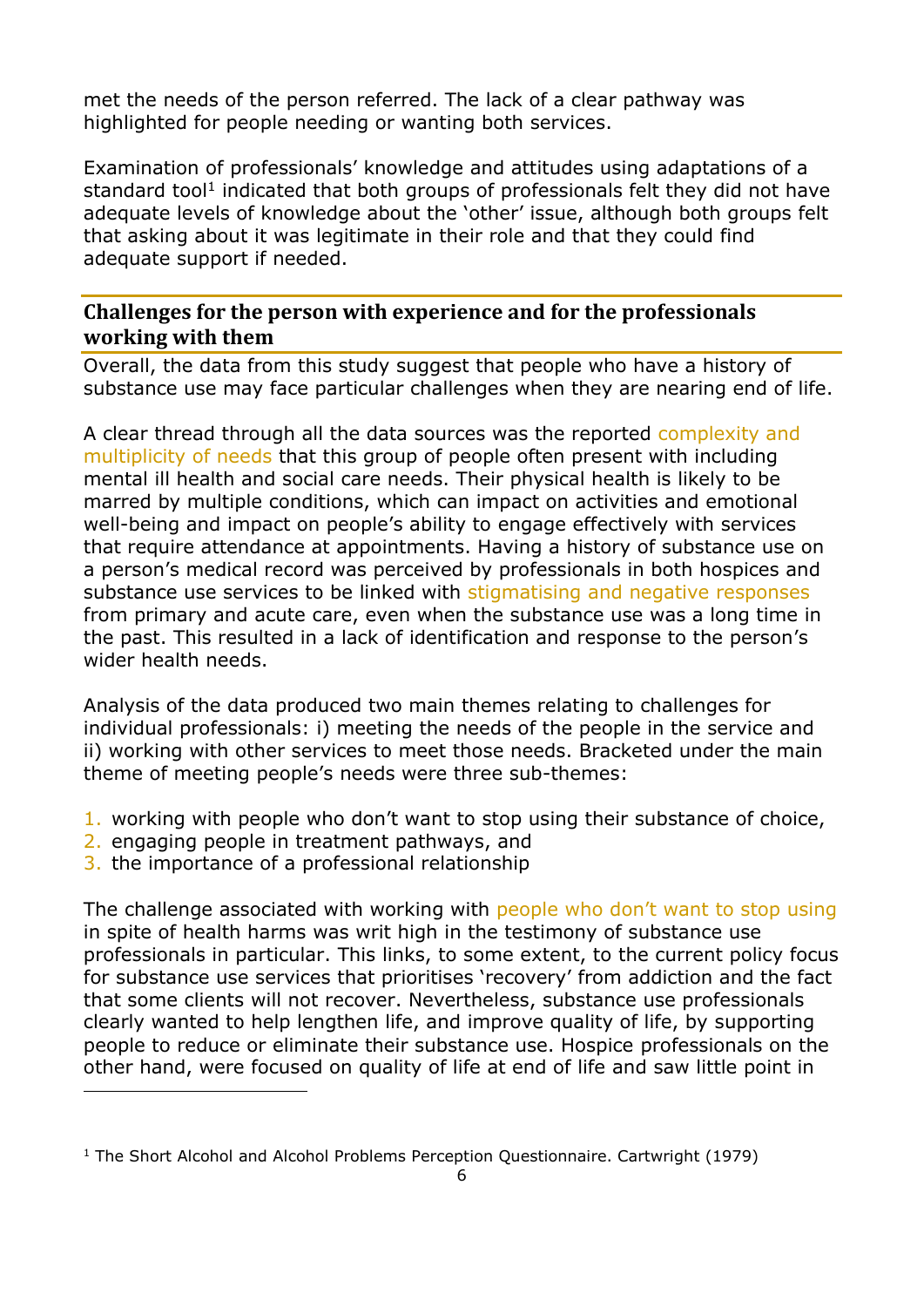met the needs of the person referred. The lack of a clear pathway was highlighted for people needing or wanting both services.

Examination of professionals' knowledge and attitudes using adaptations of a standard tool[1] indicated that both groups of professionals felt they did not have adequate levels of knowledge about the 'other' issue, although both groups felt that asking about it was legitimate in their role and that they could find adequate support if needed.

## Challenges for the person with experience and for the professionals working with them

Overall, the data from this study suggest that people who have a history of substance use may face particular challenges when they are nearing end of life.

A clear thread through all the data sources was the reported complexity and multiplicity of needs that this group of people often present with including mental ill health and social care needs. Their physical health is likely to be marred by multiple conditions, which can impact on activities and emotional well-being and impact on people's ability to engage effectively with services that require attendance at appointments. Having a history of substance use on a person's medical record was perceived by professionals in both hospices and substance use services to be linked with stigmatising and negative responses from primary and acute care, even when the substance use was a long time in the past. This resulted in a lack of identification and response to the person's wider health needs.

Analysis of the data produced two main themes relating to challenges for individual professionals: i) meeting the needs of the people in the service and ii) working with other services to meet those needs. Bracketed under the main theme of meeting people's needs were three sub-themes:

1. working with people who don't want to stop using their substance of choice,
2. engaging people in treatment pathways, and
3. the importance of a professional relationship

The challenge associated with working with people who don't want to stop using in spite of health harms was writ high in the testimony of substance use professionals in particular. This links, to some extent, to the current policy focus for substance use services that prioritises 'recovery' from addiction and the fact that some clients will not recover. Nevertheless, substance use professionals clearly wanted to help lengthen life, and improve quality of life, by supporting people to reduce or eliminate their substance use. Hospice professionals on the other hand, were focused on quality of life at end of life and saw little point in

[1] The Short Alcohol and Alcohol Problems Perception Questionnaire. Cartwright (1979)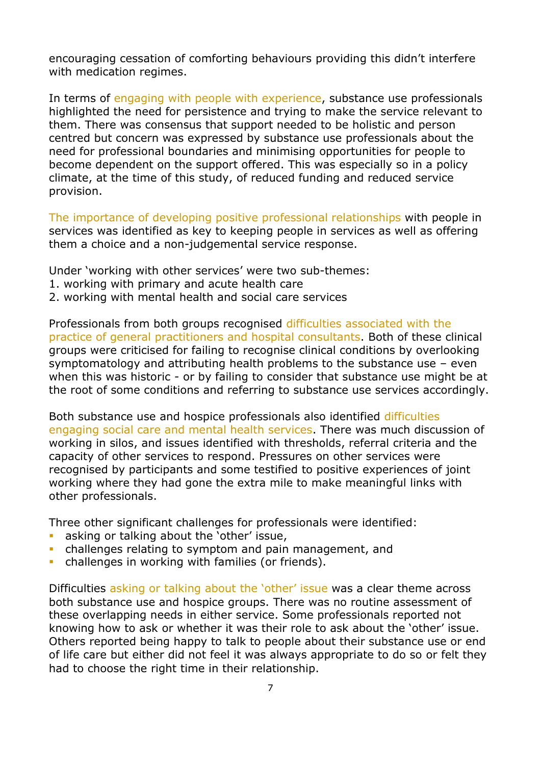encouraging cessation of comforting behaviours providing this didn't interfere with medication regimes.

In terms of engaging with people with experience, substance use professionals highlighted the need for persistence and trying to make the service relevant to them. There was consensus that support needed to be holistic and person centred but concern was expressed by substance use professionals about the need for professional boundaries and minimising opportunities for people to become dependent on the support offered. This was especially so in a policy climate, at the time of this study, of reduced funding and reduced service provision.

The importance of developing positive professional relationships with people in services was identified as key to keeping people in services as well as offering them a choice and a non-judgemental service response.

Under 'working with other services' were two sub-themes:
1. working with primary and acute health care
2. working with mental health and social care services

Professionals from both groups recognised difficulties associated with the practice of general practitioners and hospital consultants. Both of these clinical groups were criticised for failing to recognise clinical conditions by overlooking symptomatology and attributing health problems to the substance use – even when this was historic - or by failing to consider that substance use might be at the root of some conditions and referring to substance use services accordingly.

Both substance use and hospice professionals also identified difficulties engaging social care and mental health services. There was much discussion of working in silos, and issues identified with thresholds, referral criteria and the capacity of other services to respond. Pressures on other services were recognised by participants and some testified to positive experiences of joint working where they had gone the extra mile to make meaningful links with other professionals.

Three other significant challenges for professionals were identified:
- asking or talking about the 'other' issue,
- challenges relating to symptom and pain management, and
- challenges in working with families (or friends).

Difficulties asking or talking about the 'other' issue was a clear theme across both substance use and hospice groups. There was no routine assessment of these overlapping needs in either service. Some professionals reported not knowing how to ask or whether it was their role to ask about the 'other' issue. Others reported being happy to talk to people about their substance use or end of life care but either did not feel it was always appropriate to do so or felt they had to choose the right time in their relationship.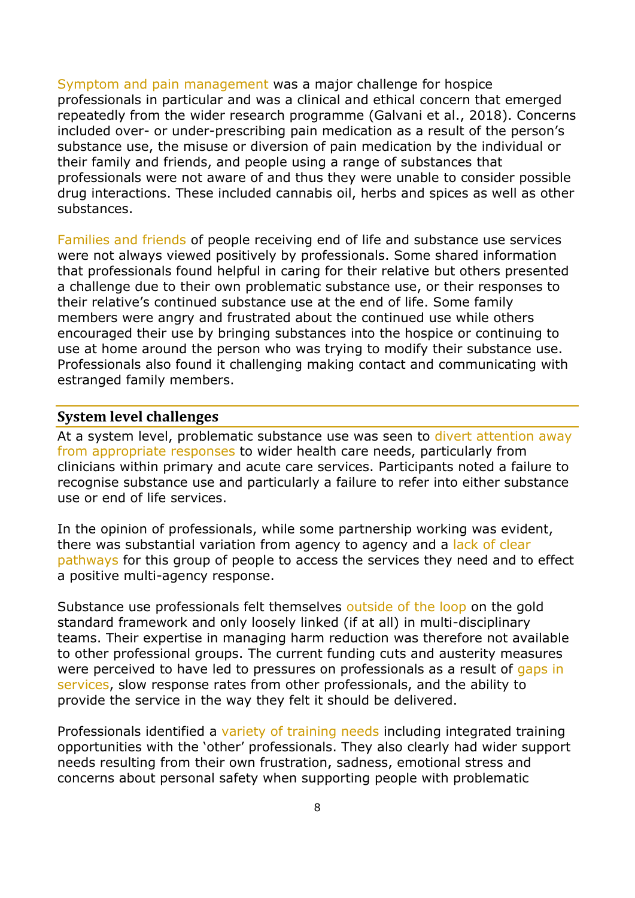Symptom and pain management was a major challenge for hospice professionals in particular and was a clinical and ethical concern that emerged repeatedly from the wider research programme (Galvani et al., 2018). Concerns included over- or under-prescribing pain medication as a result of the person's substance use, the misuse or diversion of pain medication by the individual or their family and friends, and people using a range of substances that professionals were not aware of and thus they were unable to consider possible drug interactions. These included cannabis oil, herbs and spices as well as other substances.

Families and friends of people receiving end of life and substance use services were not always viewed positively by professionals. Some shared information that professionals found helpful in caring for their relative but others presented a challenge due to their own problematic substance use, or their responses to their relative's continued substance use at the end of life. Some family members were angry and frustrated about the continued use while others encouraged their use by bringing substances into the hospice or continuing to use at home around the person who was trying to modify their substance use. Professionals also found it challenging making contact and communicating with estranged family members.

## System level challenges

At a system level, problematic substance use was seen to divert attention away from appropriate responses to wider health care needs, particularly from clinicians within primary and acute care services. Participants noted a failure to recognise substance use and particularly a failure to refer into either substance use or end of life services.

In the opinion of professionals, while some partnership working was evident, there was substantial variation from agency to agency and a lack of clear pathways for this group of people to access the services they need and to effect a positive multi-agency response.

Substance use professionals felt themselves outside of the loop on the gold standard framework and only loosely linked (if at all) in multi-disciplinary teams. Their expertise in managing harm reduction was therefore not available to other professional groups. The current funding cuts and austerity measures were perceived to have led to pressures on professionals as a result of gaps in services, slow response rates from other professionals, and the ability to provide the service in the way they felt it should be delivered.

Professionals identified a variety of training needs including integrated training opportunities with the 'other' professionals. They also clearly had wider support needs resulting from their own frustration, sadness, emotional stress and concerns about personal safety when supporting people with problematic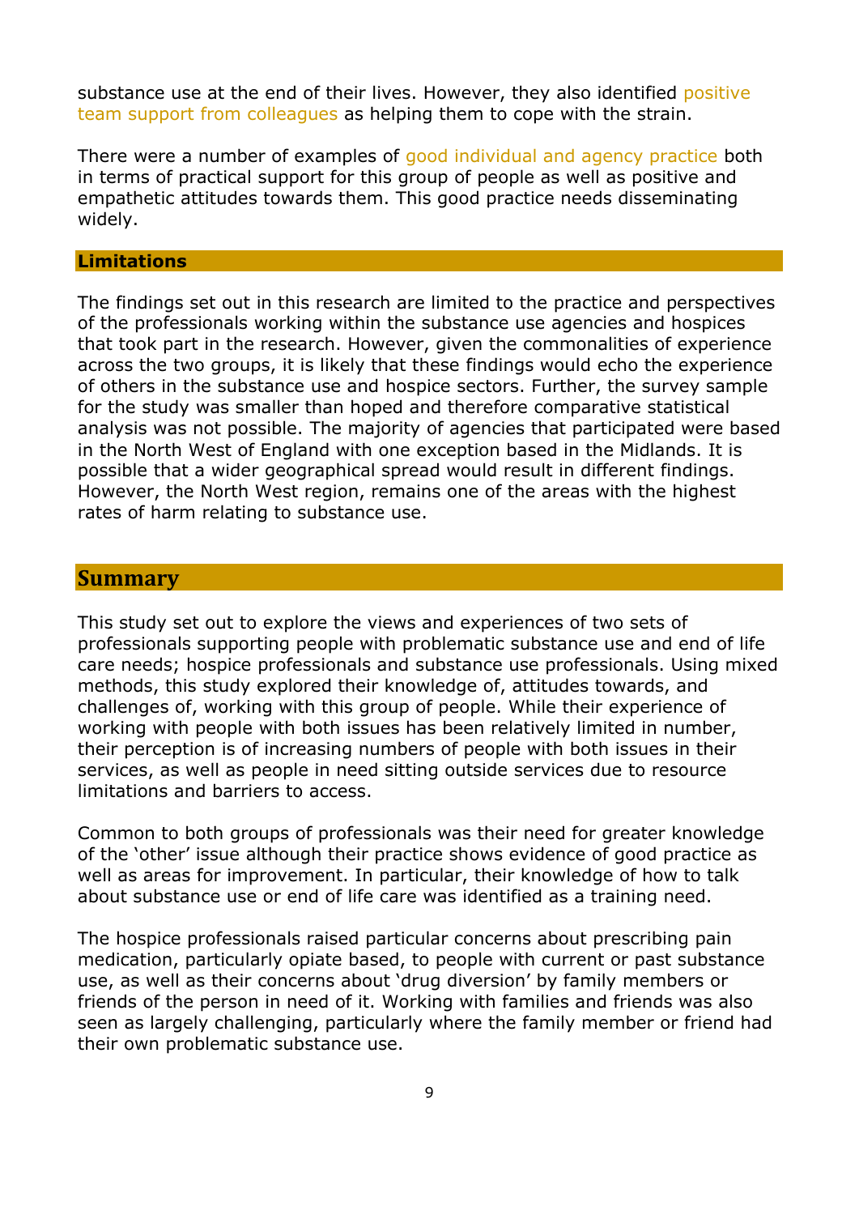substance use at the end of their lives. However, they also identified positive team support from colleagues as helping them to cope with the strain.

There were a number of examples of good individual and agency practice both in terms of practical support for this group of people as well as positive and empathetic attitudes towards them. This good practice needs disseminating widely.

### Limitations

The findings set out in this research are limited to the practice and perspectives of the professionals working within the substance use agencies and hospices that took part in the research. However, given the commonalities of experience across the two groups, it is likely that these findings would echo the experience of others in the substance use and hospice sectors. Further, the survey sample for the study was smaller than hoped and therefore comparative statistical analysis was not possible. The majority of agencies that participated were based in the North West of England with one exception based in the Midlands. It is possible that a wider geographical spread would result in different findings. However, the North West region, remains one of the areas with the highest rates of harm relating to substance use.

## Summary

This study set out to explore the views and experiences of two sets of professionals supporting people with problematic substance use and end of life care needs; hospice professionals and substance use professionals. Using mixed methods, this study explored their knowledge of, attitudes towards, and challenges of, working with this group of people. While their experience of working with people with both issues has been relatively limited in number, their perception is of increasing numbers of people with both issues in their services, as well as people in need sitting outside services due to resource limitations and barriers to access.

Common to both groups of professionals was their need for greater knowledge of the 'other' issue although their practice shows evidence of good practice as well as areas for improvement. In particular, their knowledge of how to talk about substance use or end of life care was identified as a training need.

The hospice professionals raised particular concerns about prescribing pain medication, particularly opiate based, to people with current or past substance use, as well as their concerns about 'drug diversion' by family members or friends of the person in need of it. Working with families and friends was also seen as largely challenging, particularly where the family member or friend had their own problematic substance use.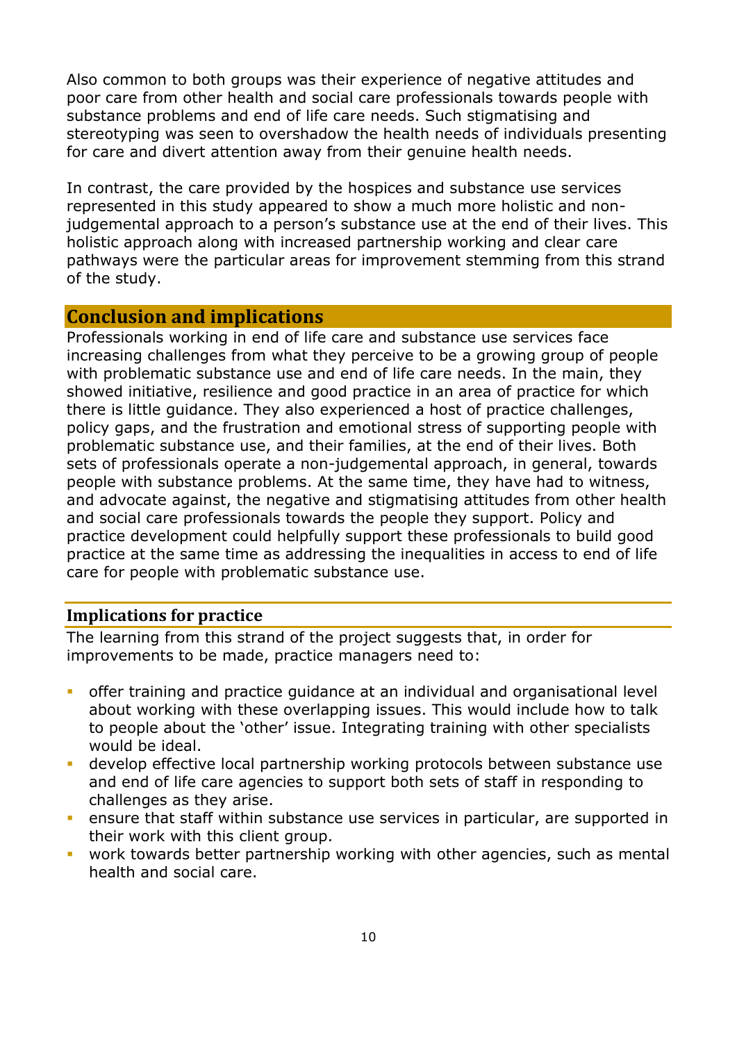Also common to both groups was their experience of negative attitudes and poor care from other health and social care professionals towards people with substance problems and end of life care needs. Such stigmatising and stereotyping was seen to overshadow the health needs of individuals presenting for care and divert attention away from their genuine health needs.

In contrast, the care provided by the hospices and substance use services represented in this study appeared to show a much more holistic and non-judgemental approach to a person's substance use at the end of their lives. This holistic approach along with increased partnership working and clear care pathways were the particular areas for improvement stemming from this strand of the study.

## Conclusion and implications

Professionals working in end of life care and substance use services face increasing challenges from what they perceive to be a growing group of people with problematic substance use and end of life care needs. In the main, they showed initiative, resilience and good practice in an area of practice for which there is little guidance. They also experienced a host of practice challenges, policy gaps, and the frustration and emotional stress of supporting people with problematic substance use, and their families, at the end of their lives. Both sets of professionals operate a non-judgemental approach, in general, towards people with substance problems. At the same time, they have had to witness, and advocate against, the negative and stigmatising attitudes from other health and social care professionals towards the people they support. Policy and practice development could helpfully support these professionals to build good practice at the same time as addressing the inequalities in access to end of life care for people with problematic substance use.

### Implications for practice

The learning from this strand of the project suggests that, in order for improvements to be made, practice managers need to:

- offer training and practice guidance at an individual and organisational level about working with these overlapping issues. This would include how to talk to people about the 'other' issue. Integrating training with other specialists would be ideal.
- develop effective local partnership working protocols between substance use and end of life care agencies to support both sets of staff in responding to challenges as they arise.
- ensure that staff within substance use services in particular, are supported in their work with this client group.
- work towards better partnership working with other agencies, such as mental health and social care.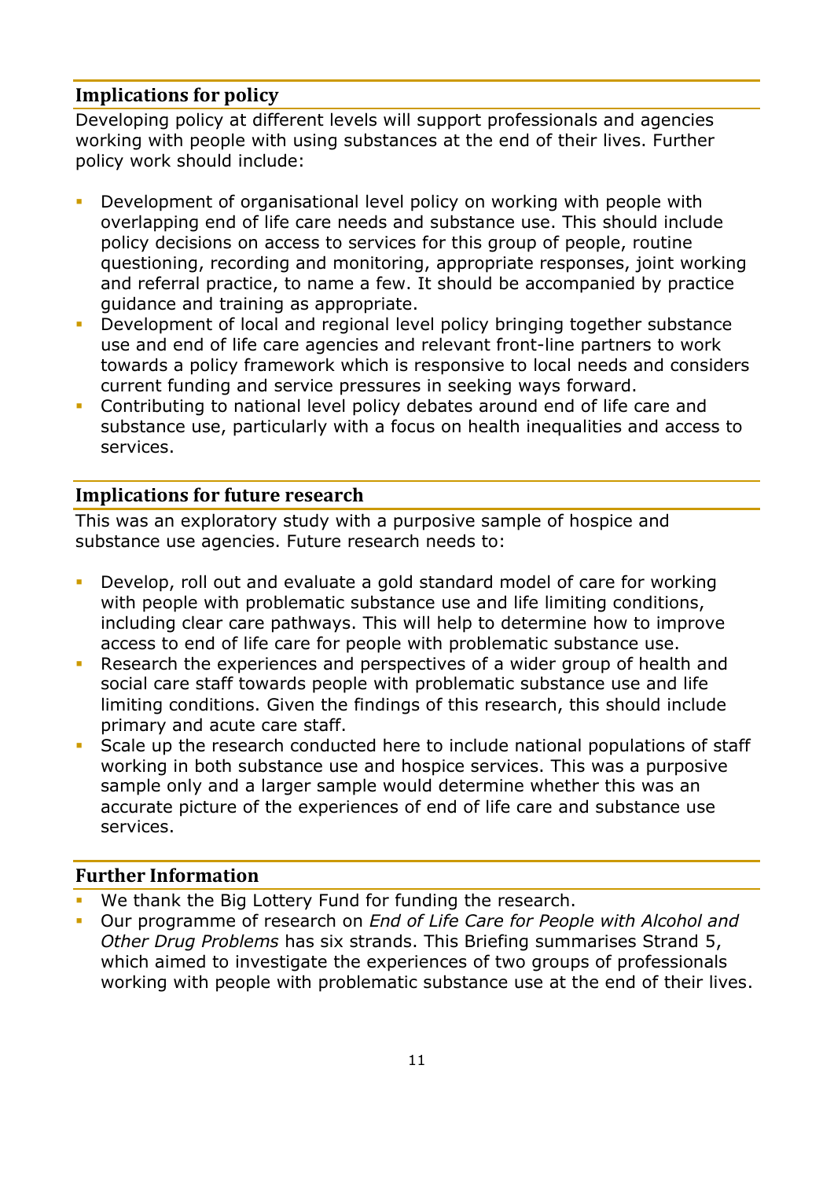## Implications for policy

Developing policy at different levels will support professionals and agencies working with people with using substances at the end of their lives. Further policy work should include:

- Development of organisational level policy on working with people with overlapping end of life care needs and substance use. This should include policy decisions on access to services for this group of people, routine questioning, recording and monitoring, appropriate responses, joint working and referral practice, to name a few. It should be accompanied by practice guidance and training as appropriate.
- Development of local and regional level policy bringing together substance use and end of life care agencies and relevant front-line partners to work towards a policy framework which is responsive to local needs and considers current funding and service pressures in seeking ways forward.
- Contributing to national level policy debates around end of life care and substance use, particularly with a focus on health inequalities and access to services.

## Implications for future research

This was an exploratory study with a purposive sample of hospice and substance use agencies. Future research needs to:

- Develop, roll out and evaluate a gold standard model of care for working with people with problematic substance use and life limiting conditions, including clear care pathways. This will help to determine how to improve access to end of life care for people with problematic substance use.
- Research the experiences and perspectives of a wider group of health and social care staff towards people with problematic substance use and life limiting conditions. Given the findings of this research, this should include primary and acute care staff.
- Scale up the research conducted here to include national populations of staff working in both substance use and hospice services. This was a purposive sample only and a larger sample would determine whether this was an accurate picture of the experiences of end of life care and substance use services.

## Further Information

- We thank the Big Lottery Fund for funding the research.
- Our programme of research on *End of Life Care for People with Alcohol and Other Drug Problems* has six strands. This Briefing summarises Strand 5, which aimed to investigate the experiences of two groups of professionals working with people with problematic substance use at the end of their lives.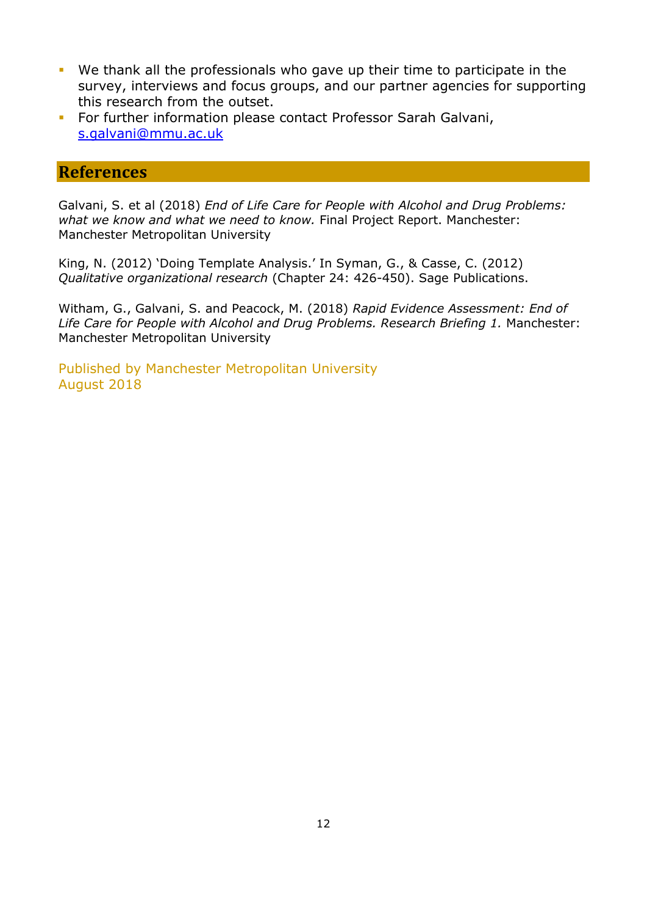- We thank all the professionals who gave up their time to participate in the survey, interviews and focus groups, and our partner agencies for supporting this research from the outset.
- For further information please contact Professor Sarah Galvani, s.galvani@mmu.ac.uk

## References

Galvani, S. et al (2018) *End of Life Care for People with Alcohol and Drug Problems: what we know and what we need to know.* Final Project Report. Manchester: Manchester Metropolitan University

King, N. (2012) 'Doing Template Analysis.' In Syman, G., & Casse, C. (2012) *Qualitative organizational research* (Chapter 24: 426-450). Sage Publications.

Witham, G., Galvani, S. and Peacock, M. (2018) *Rapid Evidence Assessment: End of Life Care for People with Alcohol and Drug Problems. Research Briefing 1.* Manchester: Manchester Metropolitan University

Published by Manchester Metropolitan University
August 2018